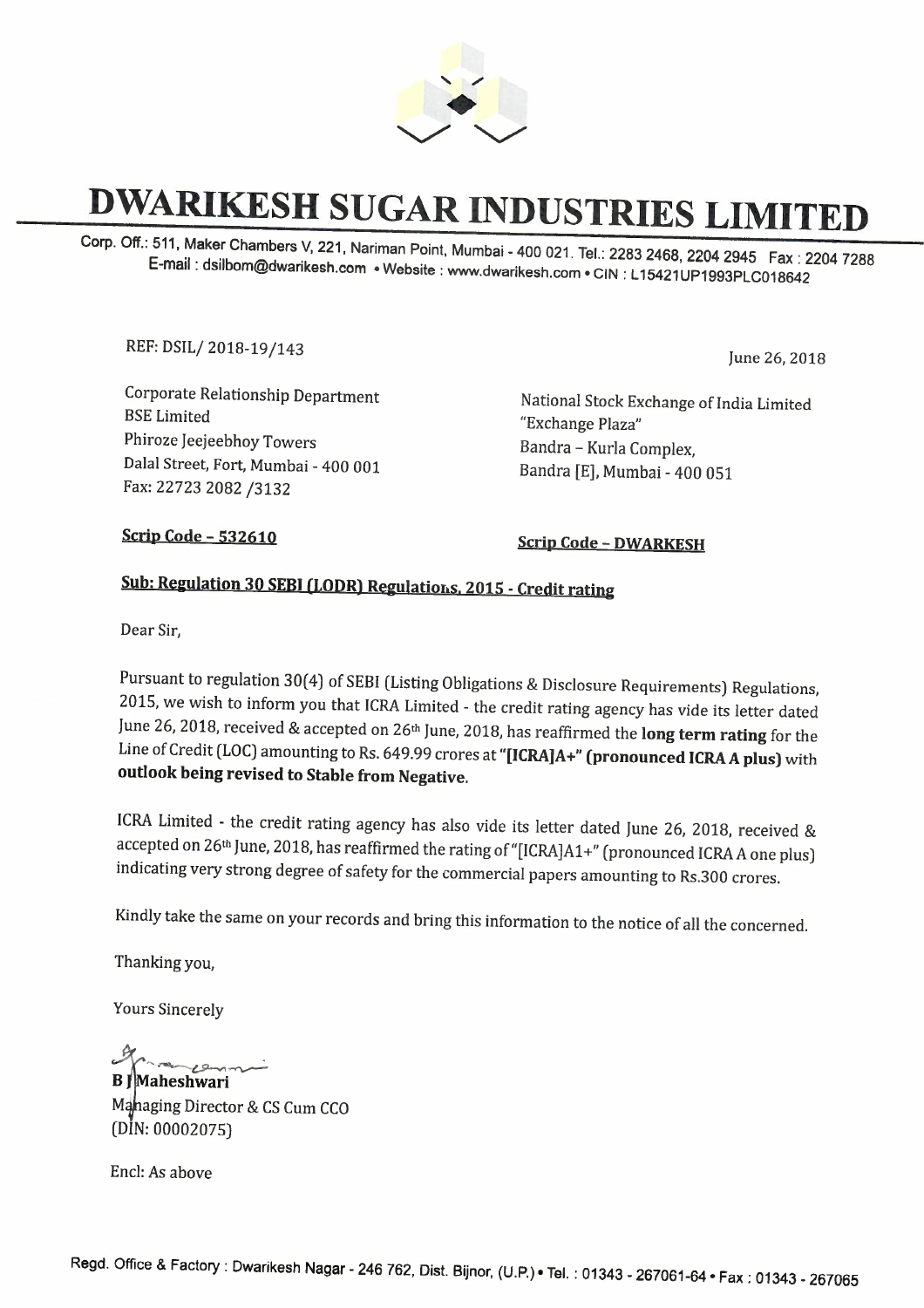# DWARIKESH SUGAR INDUSTRIES LIMITED

Corp. Off.: 511, Maker Chambers V, 221, Nariman Point, Mumbai - 400 021. Tel.: 2283 2468, 2204 2945 Fax : 2204 7288
E-mail : dsilbom@dwarikesh.com • Website : www.dwarikesh.com • CIN : L15421UP1993PLC018642

REF: DSIL/ 2018-19/143

June 26, 2018

Corporate Relationship Department
BSE Limited
Phiroze Jeejeebhoy Towers
Dalal Street, Fort, Mumbai - 400 001
Fax: 22723 2082 /3132

National Stock Exchange of India Limited
"Exchange Plaza"
Bandra – Kurla Complex,
Bandra [E], Mumbai - 400 051

**Scrip Code – 532610**

**Scrip Code – DWARKESH**

**Sub: Regulation 30 SEBI (LODR) Regulations, 2015 - Credit rating**

Dear Sir,

Pursuant to regulation 30(4) of SEBI (Listing Obligations & Disclosure Requirements) Regulations, 2015, we wish to inform you that ICRA Limited - the credit rating agency has vide its letter dated June 26, 2018, received & accepted on 26th June, 2018, has reaffirmed the **long term rating** for the Line of Credit (LOC) amounting to Rs. 649.99 crores at **"[ICRA]A+" (pronounced ICRA A plus)** with **outlook being revised to Stable from Negative.**

ICRA Limited - the credit rating agency has also vide its letter dated June 26, 2018, received & accepted on 26th June, 2018, has reaffirmed the rating of "[ICRA]A1+" (pronounced ICRA A one plus) indicating very strong degree of safety for the commercial papers amounting to Rs.300 crores.

Kindly take the same on your records and bring this information to the notice of all the concerned.

Thanking you,

Yours Sincerely

**B J Maheshwari**
Managing Director & CS Cum CCO
(DIN: 00002075)

Encl: As above

Regd. Office & Factory : Dwarikesh Nagar - 246 762, Dist. Bijnor, (U.P.) • Tel. : 01343 - 267061-64 • Fax : 01343 - 267065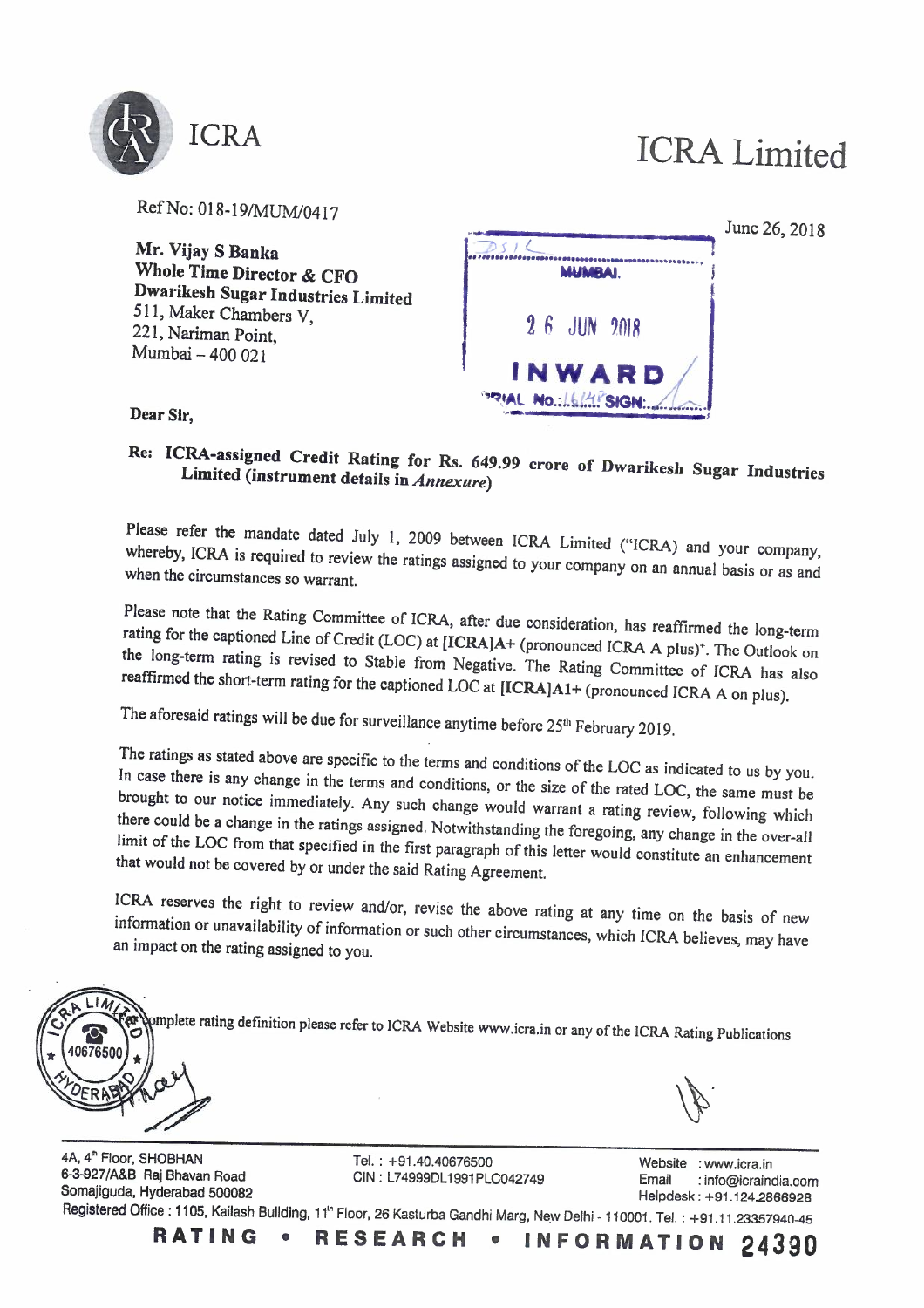# ICRA Limited

Ref No: 018-19/MUM/0417

June 26, 2018

**Mr. Vijay S Banka**
**Whole Time Director & CFO**
**Dwarikesh Sugar Industries Limited**
511, Maker Chambers V,
221, Nariman Point,
Mumbai – 400 021

DSIL
MUMBAI.
26 JUN 2018
INWARD
SERIAL No.: 16148 SIGN:

**Dear Sir,**

**Re: ICRA-assigned Credit Rating for Rs. 649.99 crore of Dwarikesh Sugar Industries Limited (instrument details in *Annexure*)**

Please refer the mandate dated July 1, 2009 between ICRA Limited ("ICRA) and your company, whereby, ICRA is required to review the ratings assigned to your company on an annual basis or as and when the circumstances so warrant.

Please note that the Rating Committee of ICRA, after due consideration, has reaffirmed the long-term rating for the captioned Line of Credit (LOC) at **[ICRA]A+** (pronounced ICRA A plus)*. The Outlook on the long-term rating is revised to Stable from Negative. The Rating Committee of ICRA has also reaffirmed the short-term rating for the captioned LOC at **[ICRA]A1+** (pronounced ICRA A on plus).

The aforesaid ratings will be due for surveillance anytime before 25th February 2019.

The ratings as stated above are specific to the terms and conditions of the LOC as indicated to us by you. In case there is any change in the terms and conditions, or the size of the rated LOC, the same must be brought to our notice immediately. Any such change would warrant a rating review, following which there could be a change in the ratings assigned. Notwithstanding the foregoing, any change in the over-all limit of the LOC from that specified in the first paragraph of this letter would constitute an enhancement that would not be covered by or under the said Rating Agreement.

ICRA reserves the right to review and/or, revise the above rating at any time on the basis of new information or unavailability of information or such other circumstances, which ICRA believes, may have an impact on the rating assigned to you.

* For complete rating definition please refer to ICRA Website www.icra.in or any of the ICRA Rating Publications

4A, 4th Floor, SHOBHAN
6-3-927/A&B Raj Bhavan Road
Somajiguda, Hyderabad 500082

Tel. : +91.40.40676500
CIN : L74999DL1991PLC042749

Website : www.icra.in
Email : info@icraindia.com
Helpdesk : +91.124.2866928

Registered Office : 1105, Kailash Building, 11th Floor, 26 Kasturba Gandhi Marg, New Delhi - 110001. Tel. : +91.11.23357940-45

RATING • RESEARCH • INFORMATION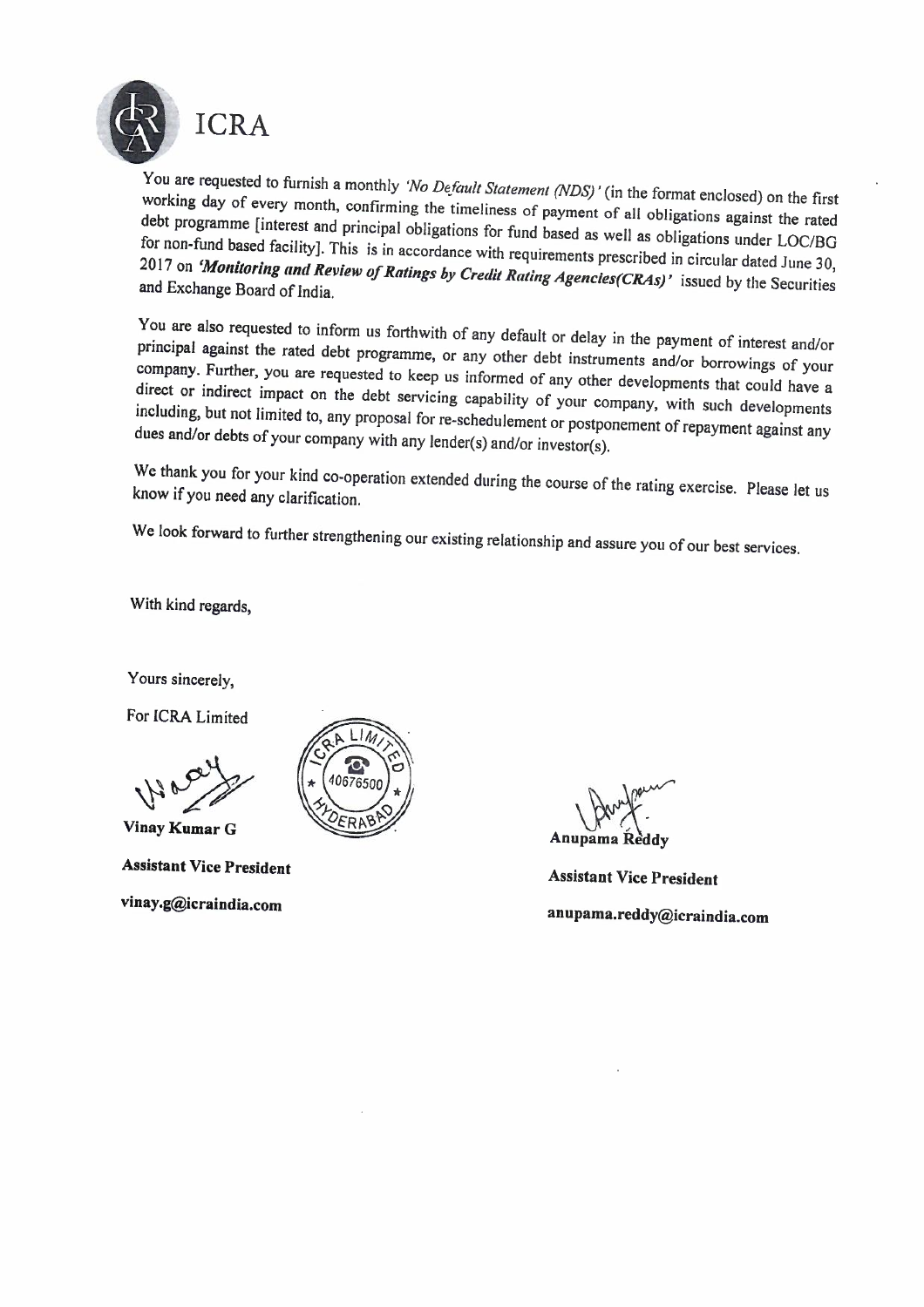ICRA

You are requested to furnish a monthly *'No Default Statement (NDS)'* (in the format enclosed) on the first working day of every month, confirming the timeliness of payment of all obligations against the rated debt programme [interest and principal obligations for fund based as well as obligations under LOC/BG for non-fund based facility]. This is in accordance with requirements prescribed in circular dated June 30, 2017 on ***'Monitoring and Review of Ratings by Credit Rating Agencies(CRAs)'*** issued by the Securities and Exchange Board of India.

You are also requested to inform us forthwith of any default or delay in the payment of interest and/or principal against the rated debt programme, or any other debt instruments and/or borrowings of your company. Further, you are requested to keep us informed of any other developments that could have a direct or indirect impact on the debt servicing capability of your company, with such developments including, but not limited to, any proposal for re-schedulement or postponement of repayment against any dues and/or debts of your company with any lender(s) and/or investor(s).

We thank you for your kind co-operation extended during the course of the rating exercise. Please let us know if you need any clarification.

We look forward to further strengthening our existing relationship and assure you of our best services.

With kind regards,

Yours sincerely,

For ICRA Limited

ICRA LIMITED 40676500 HYDERABAD

**Vinay Kumar G**

**Assistant Vice President**

**vinay.g@icraindia.com**

**Anupama Reddy**

**Assistant Vice President**

**anupama.reddy@icraindia.com**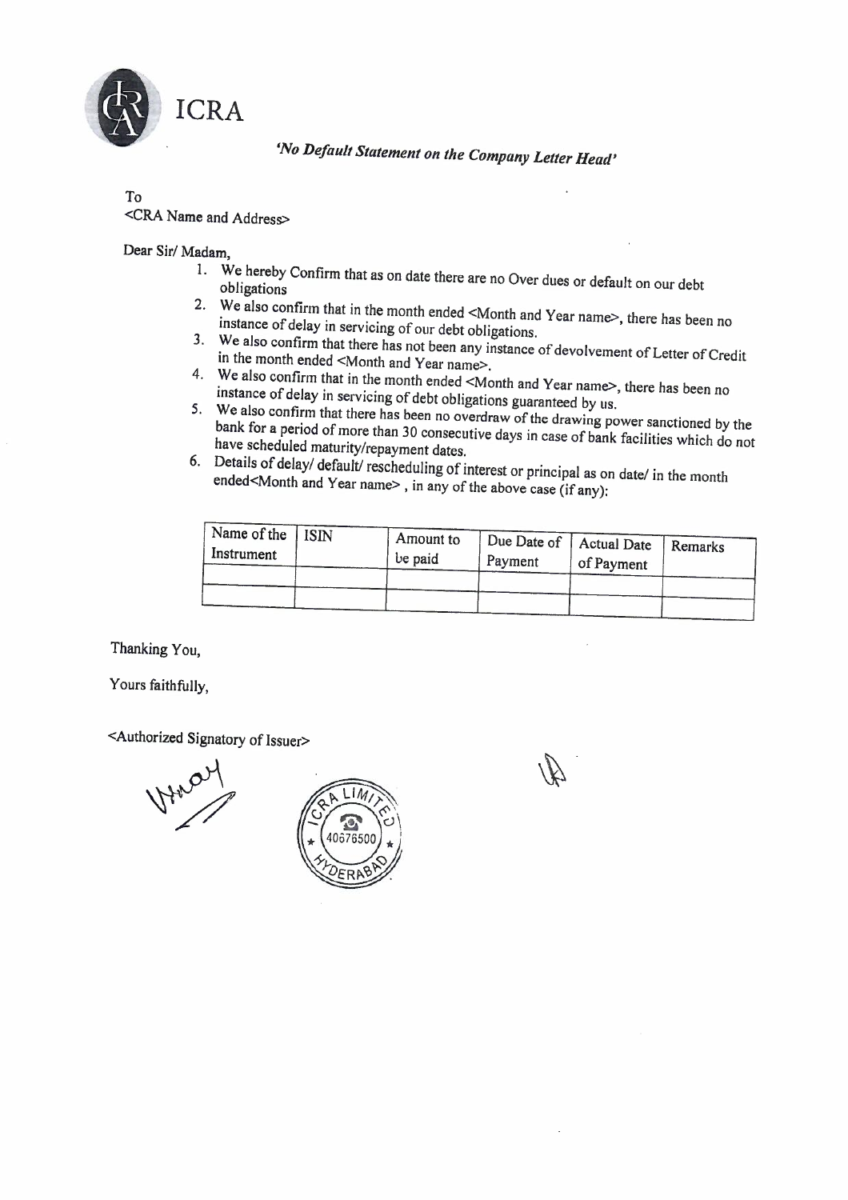ICRA

*'No Default Statement on the Company Letter Head'*

To
<CRA Name and Address>

Dear Sir/ Madam,

1. We hereby Confirm that as on date there are no Over dues or default on our debt obligations
2. We also confirm that in the month ended <Month and Year name>, there has been no instance of delay in servicing of our debt obligations.
3. We also confirm that there has not been any instance of devolvement of Letter of Credit in the month ended <Month and Year name>.
4. We also confirm that in the month ended <Month and Year name>, there has been no instance of delay in servicing of debt obligations guaranteed by us.
5. We also confirm that there has been no overdraw of the drawing power sanctioned by the bank for a period of more than 30 consecutive days in case of bank facilities which do not have scheduled maturity/repayment dates.
6. Details of delay/ default/ rescheduling of interest or principal as on date/ in the month ended<Month and Year name> , in any of the above case (if any):

| Name of the Instrument | ISIN | Amount to be paid | Due Date of Payment | Actual Date of Payment | Remarks |
|---|---|---|---|---|---|
| | | | | | |
| | | | | | |

Thanking You,

Yours faithfully,

<Authorized Signatory of Issuer>

ICRA LIMITED
40676500
HYDERABAD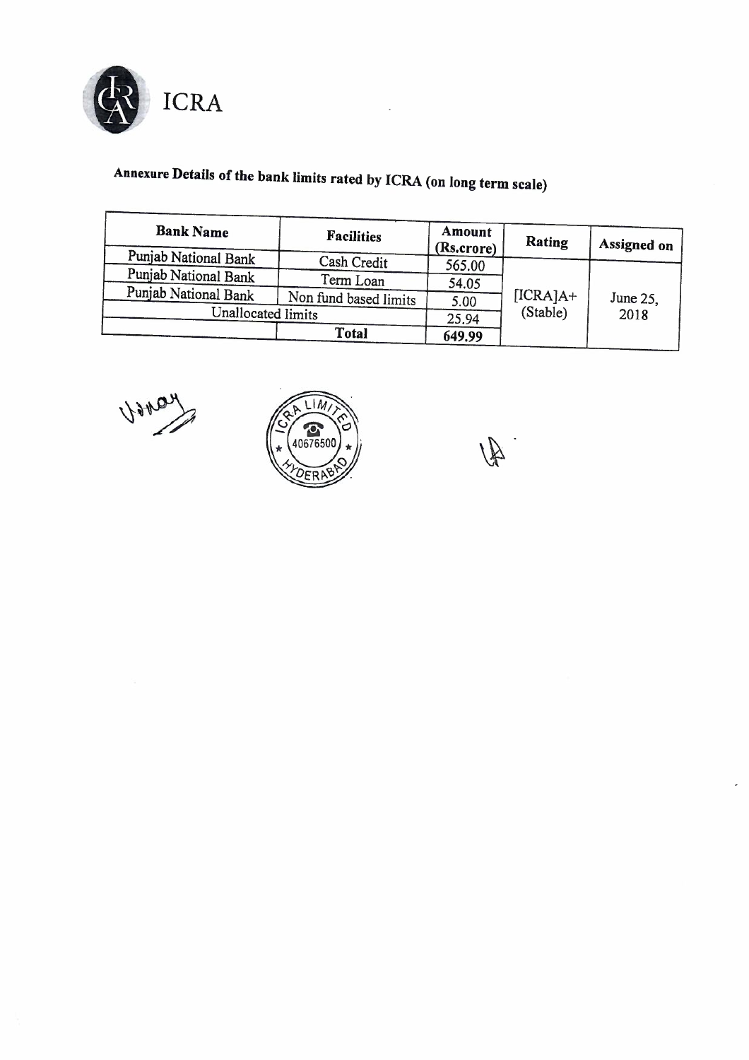ICRA

## Annexure Details of the bank limits rated by ICRA (on long term scale)

| Bank Name | Facilities | Amount (Rs.crore) | Rating | Assigned on |
|---|---|---|---|---|
| Punjab National Bank | Cash Credit | 565.00 | [ICRA]A+ (Stable) | June 25, 2018 |
| Punjab National Bank | Term Loan | 54.05 | | |
| Punjab National Bank | Non fund based limits | 5.00 | | |
| Unallocated limits | | 25.94 | | |
| | Total | 649.99 | | |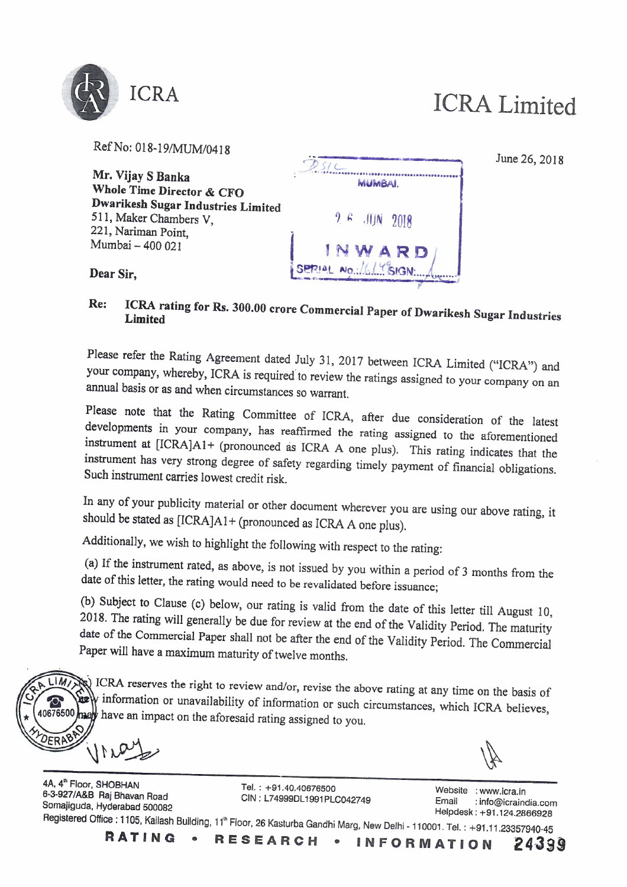ICRA

# ICRA Limited

Ref No: 018-19/MUM/0418

June 26, 2018

**Mr. Vijay S Banka**
**Whole Time Director & CFO**
**Dwarikesh Sugar Industries Limited**
511, Maker Chambers V,
221, Nariman Point,
Mumbai – 400 021

DSIL MUMBAI. 26 JUN 2018 INWARD SERIAL No.: 1649 SIGN:

**Dear Sir,**

**Re: ICRA rating for Rs. 300.00 crore Commercial Paper of Dwarikesh Sugar Industries Limited**

Please refer the Rating Agreement dated July 31, 2017 between ICRA Limited ("ICRA") and your company, whereby, ICRA is required to review the ratings assigned to your company on an annual basis or as and when circumstances so warrant.

Please note that the Rating Committee of ICRA, after due consideration of the latest developments in your company, has reaffirmed the rating assigned to the aforementioned instrument at [ICRA]A1+ (pronounced as ICRA A one plus). This rating indicates that the instrument has very strong degree of safety regarding timely payment of financial obligations. Such instrument carries lowest credit risk.

In any of your publicity material or other document wherever you are using our above rating, it should be stated as [ICRA]A1+ (pronounced as ICRA A one plus).

Additionally, we wish to highlight the following with respect to the rating:

(a) If the instrument rated, as above, is not issued by you within a period of 3 months from the date of this letter, the rating would need to be revalidated before issuance;

(b) Subject to Clause (c) below, our rating is valid from the date of this letter till August 10, 2018. The rating will generally be due for review at the end of the Validity Period. The maturity date of the Commercial Paper shall not be after the end of the Validity Period. The Commercial Paper will have a maximum maturity of twelve months.

(c) ICRA reserves the right to review and/or, revise the above rating at any time on the basis of new information or unavailability of information or such circumstances, which ICRA believes, may have an impact on the aforesaid rating assigned to you.

4A, 4th Floor, SHOBHAN
6-3-927/A&B Raj Bhavan Road
Somajiguda, Hyderabad 500082

Tel. : +91.40.40676500
CIN : L74999DL1991PLC042749

Website : www.icra.in
Email : info@icraindia.com
Helpdesk : +91.124.2866928

Registered Office : 1105, Kailash Building, 11th Floor, 26 Kasturba Gandhi Marg, New Delhi - 110001. Tel. : +91.11.23357940-45

RATING • RESEARCH • INFORMATION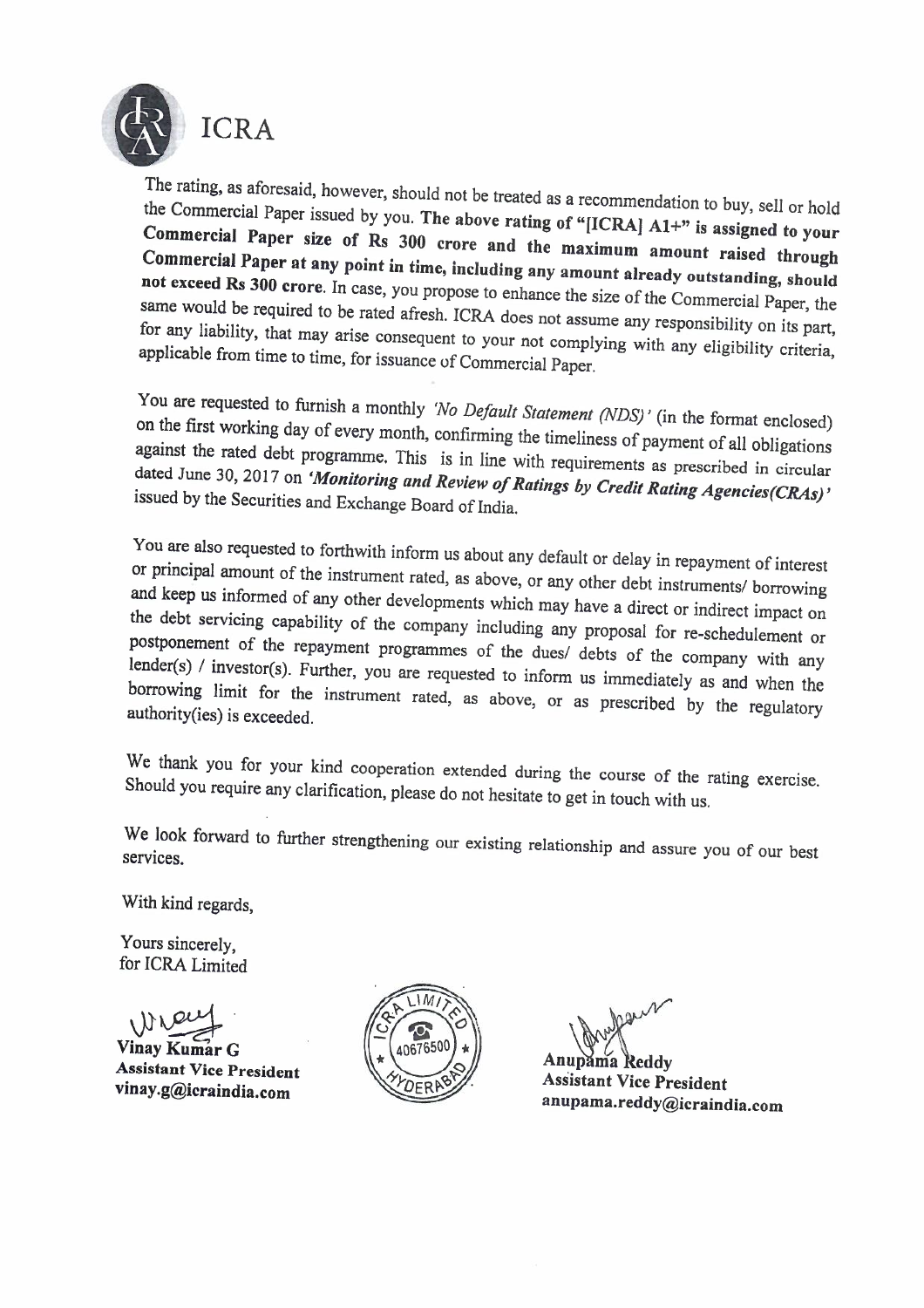ICRA

The rating, as aforesaid, however, should not be treated as a recommendation to buy, sell or hold the Commercial Paper issued by you. **The above rating of "[ICRA] A1+" is assigned to your Commercial Paper size of Rs 300 crore and the maximum amount raised through Commercial Paper at any point in time, including any amount already outstanding, should not exceed Rs 300 crore**. In case, you propose to enhance the size of the Commercial Paper, the same would be required to be rated afresh. ICRA does not assume any responsibility on its part, for any liability, that may arise consequent to your not complying with any eligibility criteria, applicable from time to time, for issuance of Commercial Paper.

You are requested to furnish a monthly *'No Default Statement (NDS)'* (in the format enclosed) on the first working day of every month, confirming the timeliness of payment of all obligations against the rated debt programme. This is in line with requirements as prescribed in circular dated June 30, 2017 on ***'Monitoring and Review of Ratings by Credit Rating Agencies(CRAs)'*** issued by the Securities and Exchange Board of India.

You are also requested to forthwith inform us about any default or delay in repayment of interest or principal amount of the instrument rated, as above, or any other debt instruments/ borrowing and keep us informed of any other developments which may have a direct or indirect impact on the debt servicing capability of the company including any proposal for re-schedulement or postponement of the repayment programmes of the dues/ debts of the company with any lender(s) / investor(s). Further, you are requested to inform us immediately as and when the borrowing limit for the instrument rated, as above, or as prescribed by the regulatory authority(ies) is exceeded.

We thank you for your kind cooperation extended during the course of the rating exercise. Should you require any clarification, please do not hesitate to get in touch with us.

We look forward to further strengthening our existing relationship and assure you of our best services.

With kind regards,

Yours sincerely,
for ICRA Limited

**Vinay Kumar G**
**Assistant Vice President**
**vinay.g@icraindia.com**

**Anupama Reddy**
**Assistant Vice President**
**anupama.reddy@icraindia.com**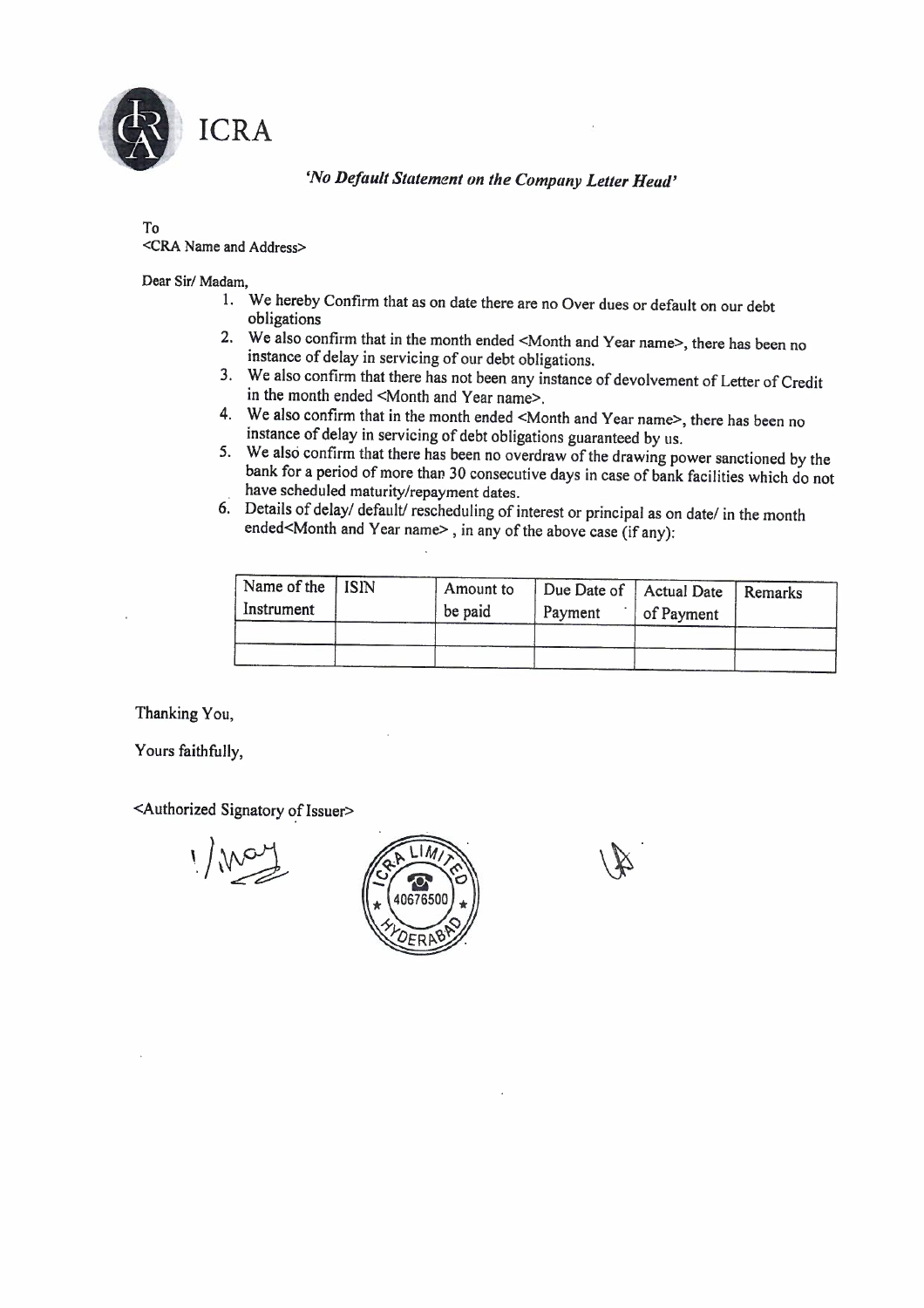ICRA

*'No Default Statement on the Company Letter Head'*

To
<CRA Name and Address>

Dear Sir/ Madam,

1. We hereby Confirm that as on date there are no Over dues or default on our debt obligations
2. We also confirm that in the month ended <Month and Year name>, there has been no instance of delay in servicing of our debt obligations.
3. We also confirm that there has not been any instance of devolvement of Letter of Credit in the month ended <Month and Year name>.
4. We also confirm that in the month ended <Month and Year name>, there has been no instance of delay in servicing of debt obligations guaranteed by us.
5. We also confirm that there has been no overdraw of the drawing power sanctioned by the bank for a period of more than 30 consecutive days in case of bank facilities which do not have scheduled maturity/repayment dates.
6. Details of delay/ default/ rescheduling of interest or principal as on date/ in the month ended<Month and Year name> , in any of the above case (if any):

| Name of the Instrument | ISIN | Amount to be paid | Due Date of Payment | Actual Date of Payment | Remarks |
|---|---|---|---|---|---|
| | | | | | |
| | | | | | |

Thanking You,

Yours faithfully,

<Authorized Signatory of Issuer>

ICRA LIMITED
40676500
HYDERABAD